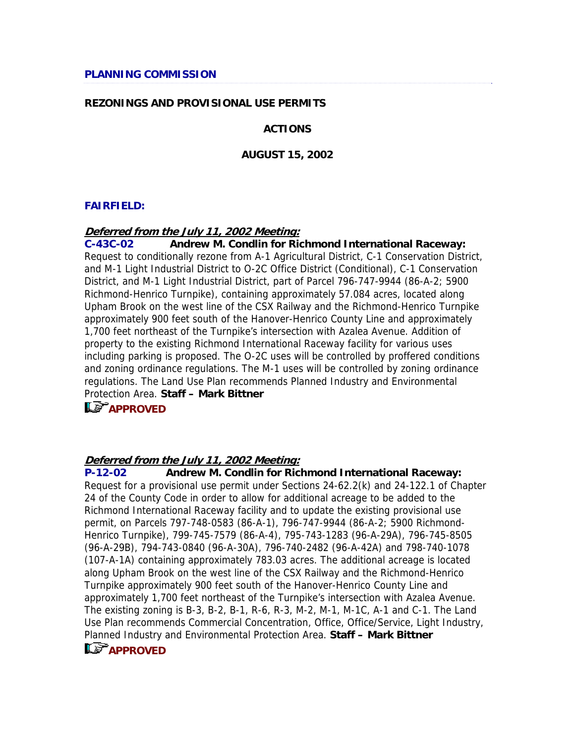**PLANNING COMMISSION**

**REZONINGS AND PROVISIONAL USE PERMITS**

**ACTIONS**

**AUGUST 15, 2002**

**FAIRFIELD:**

***Deferred from the July 11, 2002 Meeting:***

**C-43C-02 Andrew M. Condlin for Richmond International Raceway:** Request to conditionally rezone from A-1 Agricultural District, C-1 Conservation District, and M-1 Light Industrial District to O-2C Office District (Conditional), C-1 Conservation District, and M-1 Light Industrial District, part of Parcel 796-747-9944 (86-A-2; 5900 Richmond-Henrico Turnpike), containing approximately 57.084 acres, located along Upham Brook on the west line of the CSX Railway and the Richmond-Henrico Turnpike approximately 900 feet south of the Hanover-Henrico County Line and approximately 1,700 feet northeast of the Turnpike's intersection with Azalea Avenue. Addition of property to the existing Richmond International Raceway facility for various uses including parking is proposed. The O-2C uses will be controlled by proffered conditions and zoning ordinance regulations. The M-1 uses will be controlled by zoning ordinance regulations. The Land Use Plan recommends Planned Industry and Environmental Protection Area. **Staff – Mark Bittner**

**APPROVED**

***Deferred from the July 11, 2002 Meeting:***

**P-12-02 Andrew M. Condlin for Richmond International Raceway:** Request for a provisional use permit under Sections 24-62.2(k) and 24-122.1 of Chapter 24 of the County Code in order to allow for additional acreage to be added to the Richmond International Raceway facility and to update the existing provisional use permit, on Parcels 797-748-0583 (86-A-1), 796-747-9944 (86-A-2; 5900 Richmond-Henrico Turnpike), 799-745-7579 (86-A-4), 795-743-1283 (96-A-29A), 796-745-8505 (96-A-29B), 794-743-0840 (96-A-30A), 796-740-2482 (96-A-42A) and 798-740-1078 (107-A-1A) containing approximately 783.03 acres. The additional acreage is located along Upham Brook on the west line of the CSX Railway and the Richmond-Henrico Turnpike approximately 900 feet south of the Hanover-Henrico County Line and approximately 1,700 feet northeast of the Turnpike's intersection with Azalea Avenue. The existing zoning is B-3, B-2, B-1, R-6, R-3, M-2, M-1, M-1C, A-1 and C-1. The Land Use Plan recommends Commercial Concentration, Office, Office/Service, Light Industry, Planned Industry and Environmental Protection Area. **Staff – Mark Bittner**

**APPROVED**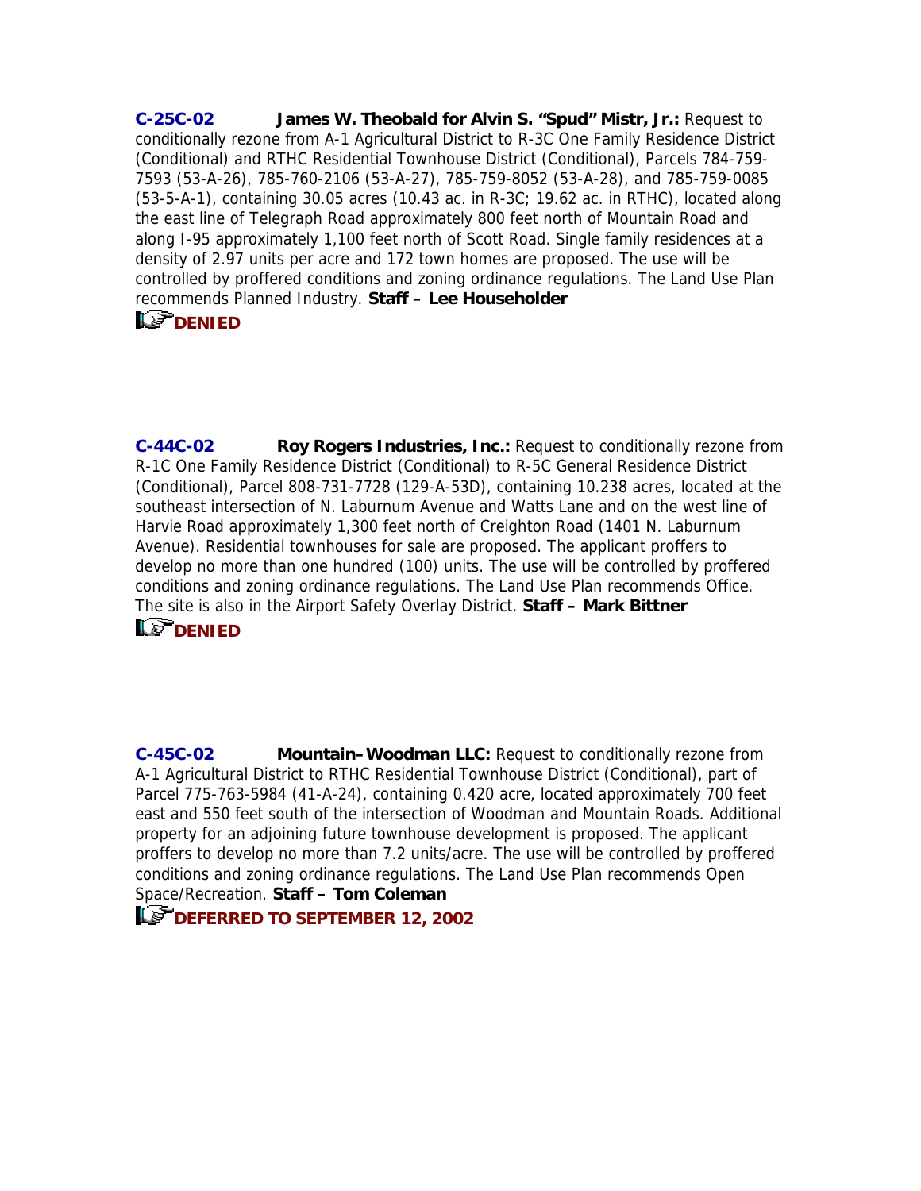**C-25C-02** **James W. Theobald for Alvin S. "Spud" Mistr, Jr.:** Request to conditionally rezone from A-1 Agricultural District to R-3C One Family Residence District (Conditional) and RTHC Residential Townhouse District (Conditional), Parcels 784-759-7593 (53-A-26), 785-760-2106 (53-A-27), 785-759-8052 (53-A-28), and 785-759-0085 (53-5-A-1), containing 30.05 acres (10.43 ac. in R-3C; 19.62 ac. in RTHC), located along the east line of Telegraph Road approximately 800 feet north of Mountain Road and along I-95 approximately 1,100 feet north of Scott Road. Single family residences at a density of 2.97 units per acre and 172 town homes are proposed. The use will be controlled by proffered conditions and zoning ordinance regulations. The Land Use Plan recommends Planned Industry. **Staff – Lee Householder**

**DENIED**

**C-44C-02** **Roy Rogers Industries, Inc.:** Request to conditionally rezone from R-1C One Family Residence District (Conditional) to R-5C General Residence District (Conditional), Parcel 808-731-7728 (129-A-53D), containing 10.238 acres, located at the southeast intersection of N. Laburnum Avenue and Watts Lane and on the west line of Harvie Road approximately 1,300 feet north of Creighton Road (1401 N. Laburnum Avenue). Residential townhouses for sale are proposed. The applicant proffers to develop no more than one hundred (100) units. The use will be controlled by proffered conditions and zoning ordinance regulations. The Land Use Plan recommends Office. The site is also in the Airport Safety Overlay District. **Staff – Mark Bittner**

**DENIED**

**C-45C-02** **Mountain–Woodman LLC:** Request to conditionally rezone from A-1 Agricultural District to RTHC Residential Townhouse District (Conditional), part of Parcel 775-763-5984 (41-A-24), containing 0.420 acre, located approximately 700 feet east and 550 feet south of the intersection of Woodman and Mountain Roads. Additional property for an adjoining future townhouse development is proposed. The applicant proffers to develop no more than 7.2 units/acre. The use will be controlled by proffered conditions and zoning ordinance regulations. The Land Use Plan recommends Open Space/Recreation. **Staff – Tom Coleman**

**DEFERRED TO SEPTEMBER 12, 2002**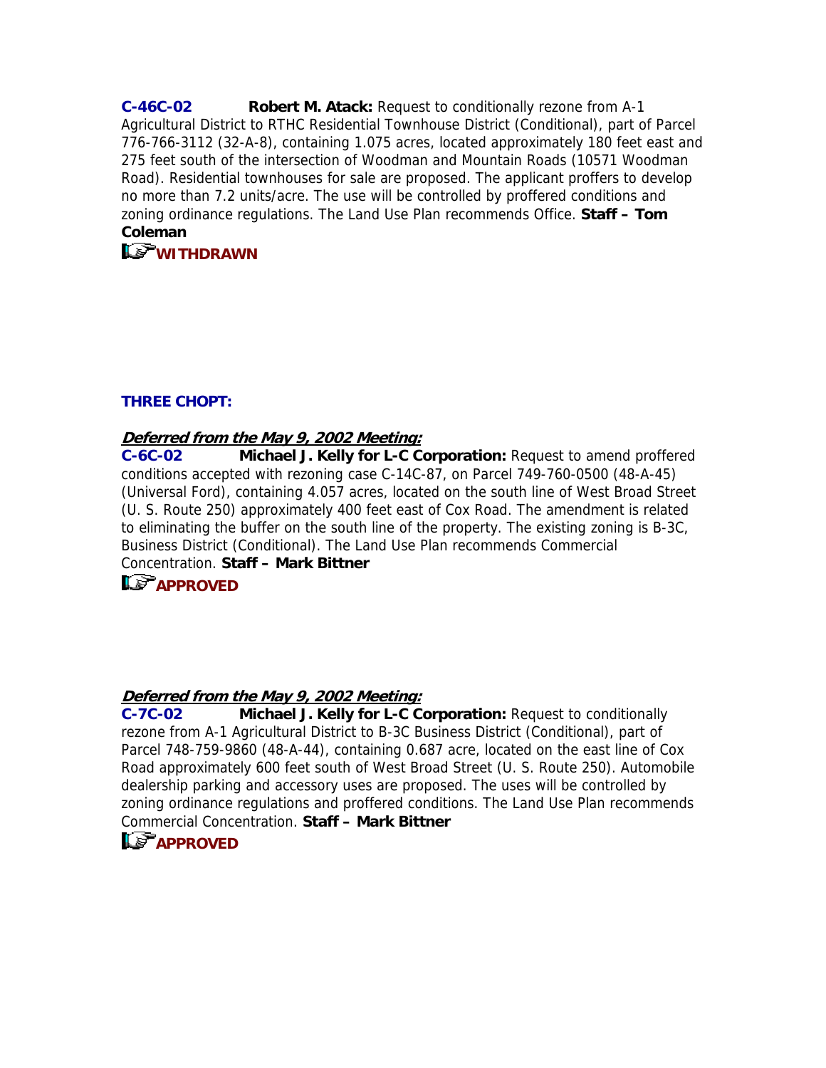**C-46C-02** **Robert M. Atack:** Request to conditionally rezone from A-1 Agricultural District to RTHC Residential Townhouse District (Conditional), part of Parcel 776-766-3112 (32-A-8), containing 1.075 acres, located approximately 180 feet east and 275 feet south of the intersection of Woodman and Mountain Roads (10571 Woodman Road). Residential townhouses for sale are proposed. The applicant proffers to develop no more than 7.2 units/acre. The use will be controlled by proffered conditions and zoning ordinance regulations. The Land Use Plan recommends Office. **Staff – Tom Coleman**

**WITHDRAWN**

**THREE CHOPT:**

***Deferred from the May 9, 2002 Meeting:***

**C-6C-02** **Michael J. Kelly for L-C Corporation:** Request to amend proffered conditions accepted with rezoning case C-14C-87, on Parcel 749-760-0500 (48-A-45) (Universal Ford), containing 4.057 acres, located on the south line of West Broad Street (U. S. Route 250) approximately 400 feet east of Cox Road. The amendment is related to eliminating the buffer on the south line of the property. The existing zoning is B-3C, Business District (Conditional). The Land Use Plan recommends Commercial Concentration. **Staff – Mark Bittner**

**APPROVED**

***Deferred from the May 9, 2002 Meeting:***

**C-7C-02** **Michael J. Kelly for L-C Corporation:** Request to conditionally rezone from A-1 Agricultural District to B-3C Business District (Conditional), part of Parcel 748-759-9860 (48-A-44), containing 0.687 acre, located on the east line of Cox Road approximately 600 feet south of West Broad Street (U. S. Route 250). Automobile dealership parking and accessory uses are proposed. The uses will be controlled by zoning ordinance regulations and proffered conditions. The Land Use Plan recommends Commercial Concentration. **Staff – Mark Bittner**

**APPROVED**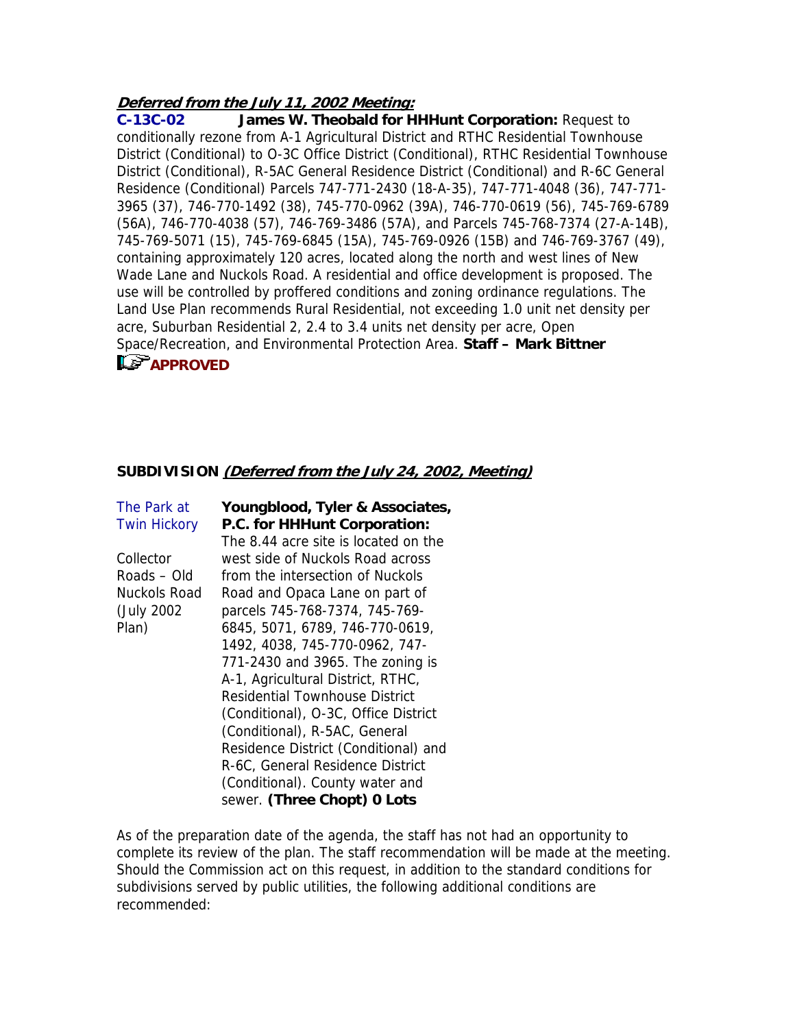***Deferred from the July 11, 2002 Meeting:***

**C-13C-02** **James W. Theobald for HHHunt Corporation:** Request to conditionally rezone from A-1 Agricultural District and RTHC Residential Townhouse District (Conditional) to O-3C Office District (Conditional), RTHC Residential Townhouse District (Conditional), R-5AC General Residence District (Conditional) and R-6C General Residence (Conditional) Parcels 747-771-2430 (18-A-35), 747-771-4048 (36), 747-771-3965 (37), 746-770-1492 (38), 745-770-0962 (39A), 746-770-0619 (56), 745-769-6789 (56A), 746-770-4038 (57), 746-769-3486 (57A), and Parcels 745-768-7374 (27-A-14B), 745-769-5071 (15), 745-769-6845 (15A), 745-769-0926 (15B) and 746-769-3767 (49), containing approximately 120 acres, located along the north and west lines of New Wade Lane and Nuckols Road. A residential and office development is proposed. The use will be controlled by proffered conditions and zoning ordinance regulations. The Land Use Plan recommends Rural Residential, not exceeding 1.0 unit net density per acre, Suburban Residential 2, 2.4 to 3.4 units net density per acre, Open Space/Recreation, and Environmental Protection Area. **Staff – Mark Bittner**

**APPROVED**

**SUBDIVISION *(Deferred from the July 24, 2002, Meeting)***

The Park at Twin Hickory

Collector Roads – Old Nuckols Road (July 2002 Plan)

**Youngblood, Tyler & Associates, P.C. for HHHunt Corporation:** The 8.44 acre site is located on the west side of Nuckols Road across from the intersection of Nuckols Road and Opaca Lane on part of parcels 745-768-7374, 745-769-6845, 5071, 6789, 746-770-0619, 1492, 4038, 745-770-0962, 747-771-2430 and 3965. The zoning is A-1, Agricultural District, RTHC, Residential Townhouse District (Conditional), O-3C, Office District (Conditional), R-5AC, General Residence District (Conditional) and R-6C, General Residence District (Conditional). County water and sewer. **(Three Chopt) 0 Lots**

As of the preparation date of the agenda, the staff has not had an opportunity to complete its review of the plan. The staff recommendation will be made at the meeting. Should the Commission act on this request, in addition to the standard conditions for subdivisions served by public utilities, the following additional conditions are recommended: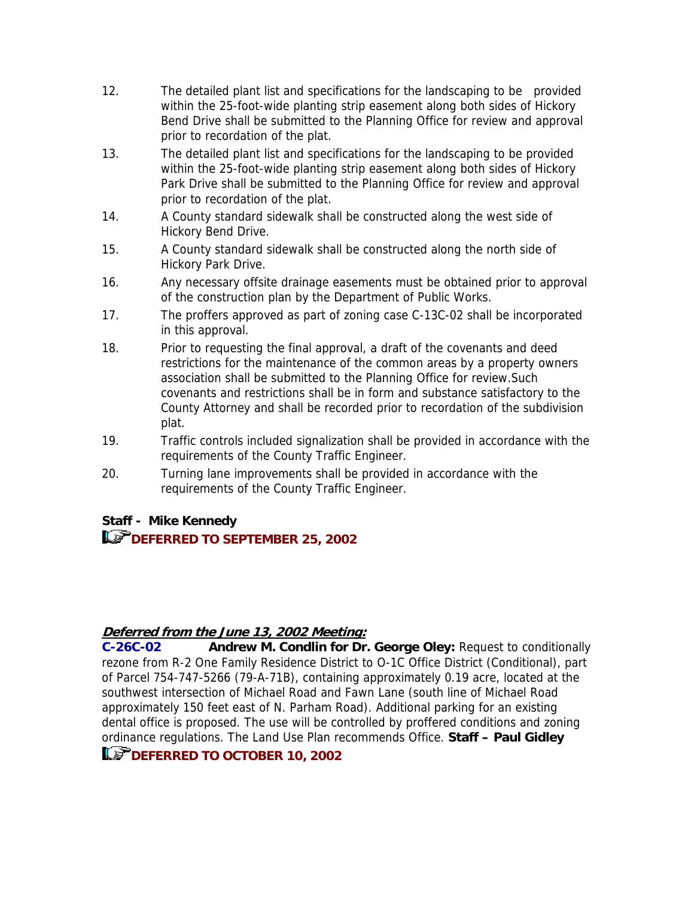12. The detailed plant list and specifications for the landscaping to be provided within the 25-foot-wide planting strip easement along both sides of Hickory Bend Drive shall be submitted to the Planning Office for review and approval prior to recordation of the plat.
13. The detailed plant list and specifications for the landscaping to be provided within the 25-foot-wide planting strip easement along both sides of Hickory Park Drive shall be submitted to the Planning Office for review and approval prior to recordation of the plat.
14. A County standard sidewalk shall be constructed along the west side of Hickory Bend Drive.
15. A County standard sidewalk shall be constructed along the north side of Hickory Park Drive.
16. Any necessary offsite drainage easements must be obtained prior to approval of the construction plan by the Department of Public Works.
17. The proffers approved as part of zoning case C-13C-02 shall be incorporated in this approval.
18. Prior to requesting the final approval, a draft of the covenants and deed restrictions for the maintenance of the common areas by a property owners association shall be submitted to the Planning Office for review.Such covenants and restrictions shall be in form and substance satisfactory to the County Attorney and shall be recorded prior to recordation of the subdivision plat.
19. Traffic controls included signalization shall be provided in accordance with the requirements of the County Traffic Engineer.
20. Turning lane improvements shall be provided in accordance with the requirements of the County Traffic Engineer.

**Staff - Mike Kennedy**

**DEFERRED TO SEPTEMBER 25, 2002**

***Deferred from the June 13, 2002 Meeting:***

**C-26C-02** **Andrew M. Condlin for Dr. George Oley:** Request to conditionally rezone from R-2 One Family Residence District to O-1C Office District (Conditional), part of Parcel 754-747-5266 (79-A-71B), containing approximately 0.19 acre, located at the southwest intersection of Michael Road and Fawn Lane (south line of Michael Road approximately 150 feet east of N. Parham Road). Additional parking for an existing dental office is proposed. The use will be controlled by proffered conditions and zoning ordinance regulations. The Land Use Plan recommends Office. **Staff – Paul Gidley**

**DEFERRED TO OCTOBER 10, 2002**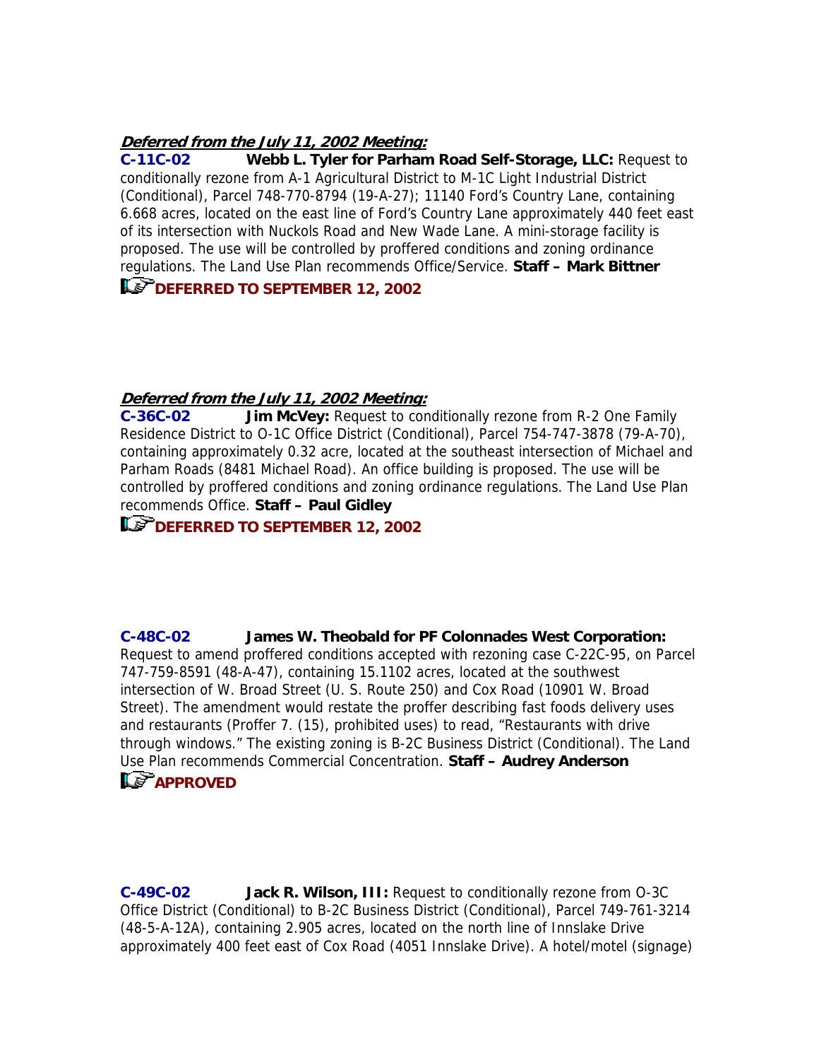***Deferred from the July 11, 2002 Meeting:***

**C-11C-02 Webb L. Tyler for Parham Road Self-Storage, LLC:** Request to conditionally rezone from A-1 Agricultural District to M-1C Light Industrial District (Conditional), Parcel 748-770-8794 (19-A-27); 11140 Ford's Country Lane, containing 6.668 acres, located on the east line of Ford's Country Lane approximately 440 feet east of its intersection with Nuckols Road and New Wade Lane. A mini-storage facility is proposed. The use will be controlled by proffered conditions and zoning ordinance regulations. The Land Use Plan recommends Office/Service. **Staff – Mark Bittner**

**DEFERRED TO SEPTEMBER 12, 2002**

***Deferred from the July 11, 2002 Meeting:***

**C-36C-02 Jim McVey:** Request to conditionally rezone from R-2 One Family Residence District to O-1C Office District (Conditional), Parcel 754-747-3878 (79-A-70), containing approximately 0.32 acre, located at the southeast intersection of Michael and Parham Roads (8481 Michael Road). An office building is proposed. The use will be controlled by proffered conditions and zoning ordinance regulations. The Land Use Plan recommends Office. **Staff – Paul Gidley**

**DEFERRED TO SEPTEMBER 12, 2002**

**C-48C-02 James W. Theobald for PF Colonnades West Corporation:** Request to amend proffered conditions accepted with rezoning case C-22C-95, on Parcel 747-759-8591 (48-A-47), containing 15.1102 acres, located at the southwest intersection of W. Broad Street (U. S. Route 250) and Cox Road (10901 W. Broad Street). The amendment would restate the proffer describing fast foods delivery uses and restaurants (Proffer 7. (15), prohibited uses) to read, "Restaurants with drive through windows." The existing zoning is B-2C Business District (Conditional). The Land Use Plan recommends Commercial Concentration. **Staff – Audrey Anderson**

**APPROVED**

**C-49C-02 Jack R. Wilson, III:** Request to conditionally rezone from O-3C Office District (Conditional) to B-2C Business District (Conditional), Parcel 749-761-3214 (48-5-A-12A), containing 2.905 acres, located on the north line of Innslake Drive approximately 400 feet east of Cox Road (4051 Innslake Drive). A hotel/motel (signage)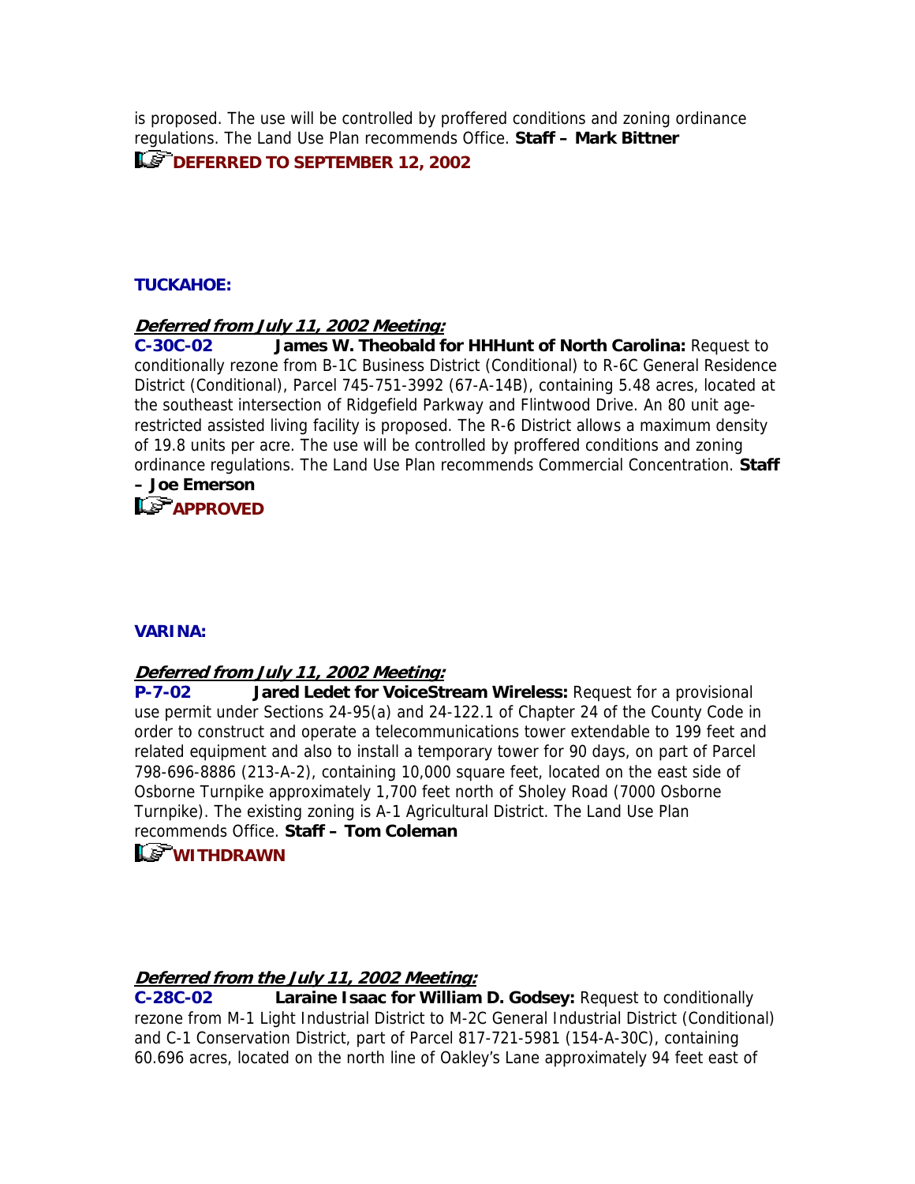is proposed. The use will be controlled by proffered conditions and zoning ordinance regulations. The Land Use Plan recommends Office. **Staff – Mark Bittner**

**DEFERRED TO SEPTEMBER 12, 2002**

**TUCKAHOE:**

***Deferred from July 11, 2002 Meeting:***

**C-30C-02 James W. Theobald for HHHunt of North Carolina:** Request to conditionally rezone from B-1C Business District (Conditional) to R-6C General Residence District (Conditional), Parcel 745-751-3992 (67-A-14B), containing 5.48 acres, located at the southeast intersection of Ridgefield Parkway and Flintwood Drive. An 80 unit age-restricted assisted living facility is proposed. The R-6 District allows a maximum density of 19.8 units per acre. The use will be controlled by proffered conditions and zoning ordinance regulations. The Land Use Plan recommends Commercial Concentration. **Staff – Joe Emerson**

**APPROVED**

**VARINA:**

***Deferred from July 11, 2002 Meeting:***

**P-7-02 Jared Ledet for VoiceStream Wireless:** Request for a provisional use permit under Sections 24-95(a) and 24-122.1 of Chapter 24 of the County Code in order to construct and operate a telecommunications tower extendable to 199 feet and related equipment and also to install a temporary tower for 90 days, on part of Parcel 798-696-8886 (213-A-2), containing 10,000 square feet, located on the east side of Osborne Turnpike approximately 1,700 feet north of Sholey Road (7000 Osborne Turnpike). The existing zoning is A-1 Agricultural District. The Land Use Plan recommends Office. **Staff – Tom Coleman**

**WITHDRAWN**

***Deferred from the July 11, 2002 Meeting:***

**C-28C-02 Laraine Isaac for William D. Godsey:** Request to conditionally rezone from M-1 Light Industrial District to M-2C General Industrial District (Conditional) and C-1 Conservation District, part of Parcel 817-721-5981 (154-A-30C), containing 60.696 acres, located on the north line of Oakley's Lane approximately 94 feet east of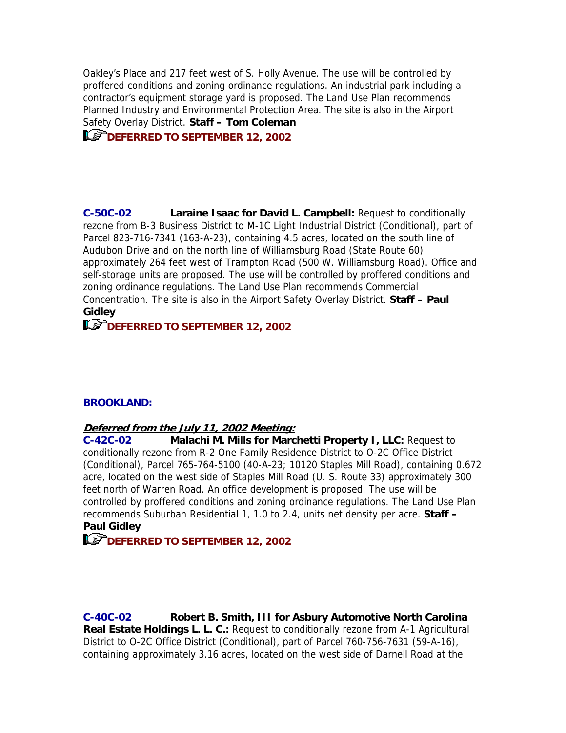Oakley's Place and 217 feet west of S. Holly Avenue. The use will be controlled by proffered conditions and zoning ordinance regulations. An industrial park including a contractor's equipment storage yard is proposed. The Land Use Plan recommends Planned Industry and Environmental Protection Area. The site is also in the Airport Safety Overlay District. **Staff – Tom Coleman**

**DEFERRED TO SEPTEMBER 12, 2002**

**C-50C-02** **Laraine Isaac for David L. Campbell:** Request to conditionally rezone from B-3 Business District to M-1C Light Industrial District (Conditional), part of Parcel 823-716-7341 (163-A-23), containing 4.5 acres, located on the south line of Audubon Drive and on the north line of Williamsburg Road (State Route 60) approximately 264 feet west of Trampton Road (500 W. Williamsburg Road). Office and self-storage units are proposed. The use will be controlled by proffered conditions and zoning ordinance regulations. The Land Use Plan recommends Commercial Concentration. The site is also in the Airport Safety Overlay District. **Staff – Paul Gidley**

**DEFERRED TO SEPTEMBER 12, 2002**

**BROOKLAND:**

***Deferred from the July 11, 2002 Meeting:***

**C-42C-02** **Malachi M. Mills for Marchetti Property I, LLC:** Request to conditionally rezone from R-2 One Family Residence District to O-2C Office District (Conditional), Parcel 765-764-5100 (40-A-23; 10120 Staples Mill Road), containing 0.672 acre, located on the west side of Staples Mill Road (U. S. Route 33) approximately 300 feet north of Warren Road. An office development is proposed. The use will be controlled by proffered conditions and zoning ordinance regulations. The Land Use Plan recommends Suburban Residential 1, 1.0 to 2.4, units net density per acre. **Staff – Paul Gidley**

**DEFERRED TO SEPTEMBER 12, 2002**

**C-40C-02** **Robert B. Smith, III for Asbury Automotive North Carolina Real Estate Holdings L. L. C.:** Request to conditionally rezone from A-1 Agricultural District to O-2C Office District (Conditional), part of Parcel 760-756-7631 (59-A-16), containing approximately 3.16 acres, located on the west side of Darnell Road at the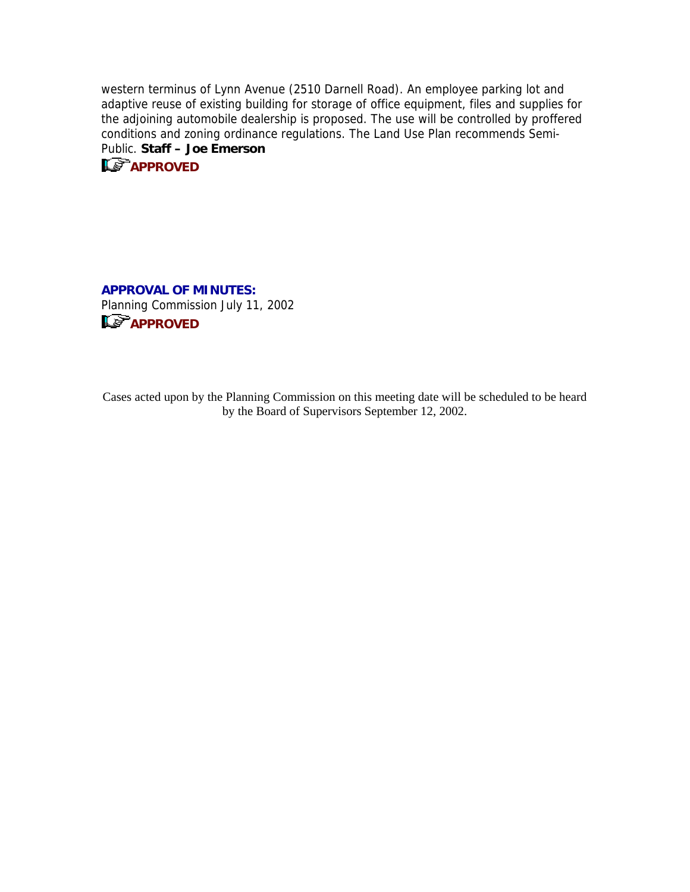western terminus of Lynn Avenue (2510 Darnell Road). An employee parking lot and adaptive reuse of existing building for storage of office equipment, files and supplies for the adjoining automobile dealership is proposed. The use will be controlled by proffered conditions and zoning ordinance regulations. The Land Use Plan recommends Semi-Public. **Staff – Joe Emerson**

**APPROVED**

**APPROVAL OF MINUTES:**

Planning Commission July 11, 2002

**APPROVED**

Cases acted upon by the Planning Commission on this meeting date will be scheduled to be heard by the Board of Supervisors September 12, 2002.